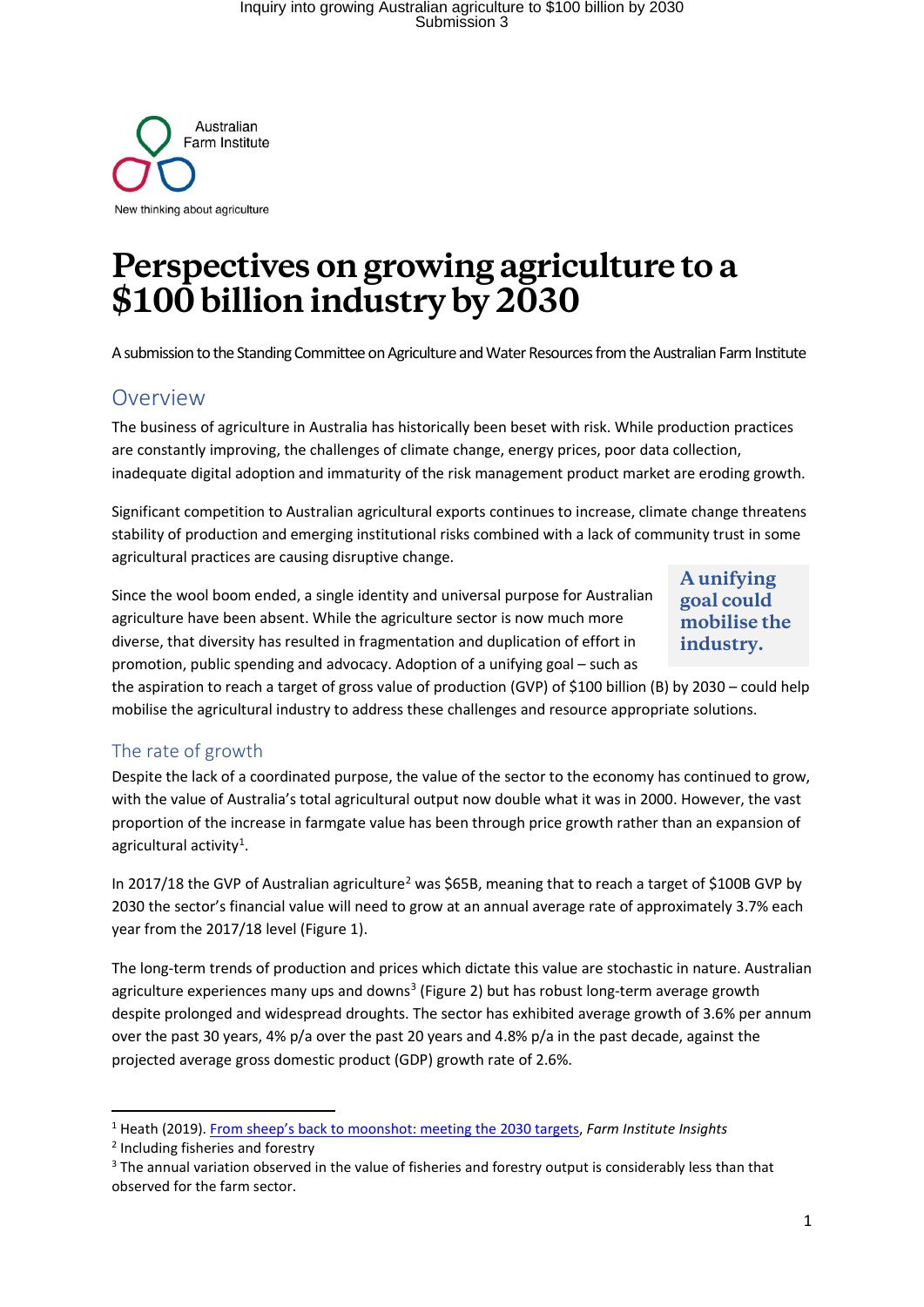Australian Farm Institute

New thinking about agriculture

# Perspectives on growing agriculture to a $100 billion industry by 2030

A submission to the Standing Committee on Agriculture and Water Resources from the Australian Farm Institute

## Overview

The business of agriculture in Australia has historically been beset with risk. While production practices are constantly improving, the challenges of climate change, energy prices, poor data collection, inadequate digital adoption and immaturity of the risk management product market are eroding growth.

Significant competition to Australian agricultural exports continues to increase, climate change threatens stability of production and emerging institutional risks combined with a lack of community trust in some agricultural practices are causing disruptive change.

> **A unifying goal could mobilise the industry.**

Since the wool boom ended, a single identity and universal purpose for Australian agriculture have been absent. While the agriculture sector is now much more diverse, that diversity has resulted in fragmentation and duplication of effort in promotion, public spending and advocacy. Adoption of a unifying goal – such as the aspiration to reach a target of gross value of production (GVP) of $100 billion (B) by 2030 – could help mobilise the agricultural industry to address these challenges and resource appropriate solutions.

## The rate of growth

Despite the lack of a coordinated purpose, the value of the sector to the economy has continued to grow, with the value of Australia's total agricultural output now double what it was in 2000. However, the vast proportion of the increase in farmgate value has been through price growth rather than an expansion of agricultural activity[1].

In 2017/18 the GVP of Australian agriculture[2] was $65B, meaning that to reach a target of $100B GVP by 2030 the sector's financial value will need to grow at an annual average rate of approximately 3.7% each year from the 2017/18 level (Figure 1).

The long-term trends of production and prices which dictate this value are stochastic in nature. Australian agriculture experiences many ups and downs[3] (Figure 2) but has robust long-term average growth despite prolonged and widespread droughts. The sector has exhibited average growth of 3.6% per annum over the past 30 years, 4% p/a over the past 20 years and 4.8% p/a in the past decade, against the projected average gross domestic product (GDP) growth rate of 2.6%.

---

[1] Heath (2019). From sheep's back to moonshot: meeting the 2030 targets, *Farm Institute Insights*

[2] Including fisheries and forestry

[3] The annual variation observed in the value of fisheries and forestry output is considerably less than that observed for the farm sector.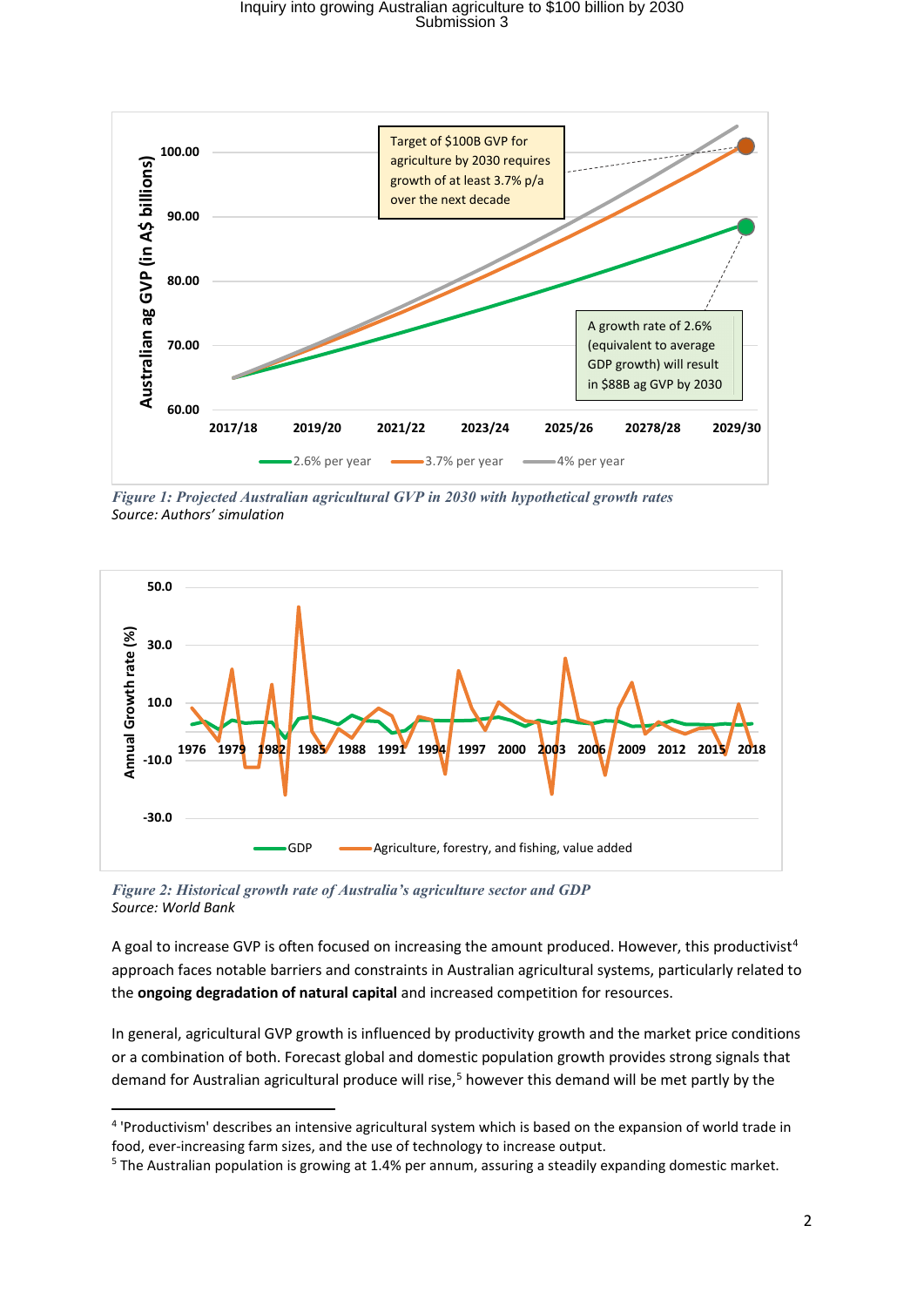Figure 1: Projected Australian agricultural GVP in 2030 with hypothetical growth rates
Source: Authors' simulation

Figure 2: Historical growth rate of Australia's agriculture sector and GDP
Source: World Bank

A goal to increase GVP is often focused on increasing the amount produced. However, this productivist[4] approach faces notable barriers and constraints in Australian agricultural systems, particularly related to the **ongoing degradation of natural capital** and increased competition for resources.

In general, agricultural GVP growth is influenced by productivity growth and the market price conditions or a combination of both. Forecast global and domestic population growth provides strong signals that demand for Australian agricultural produce will rise,[5] however this demand will be met partly by the

---

[4] 'Productivism' describes an intensive agricultural system which is based on the expansion of world trade in food, ever-increasing farm sizes, and the use of technology to increase output.

[5] The Australian population is growing at 1.4% per annum, assuring a steadily expanding domestic market.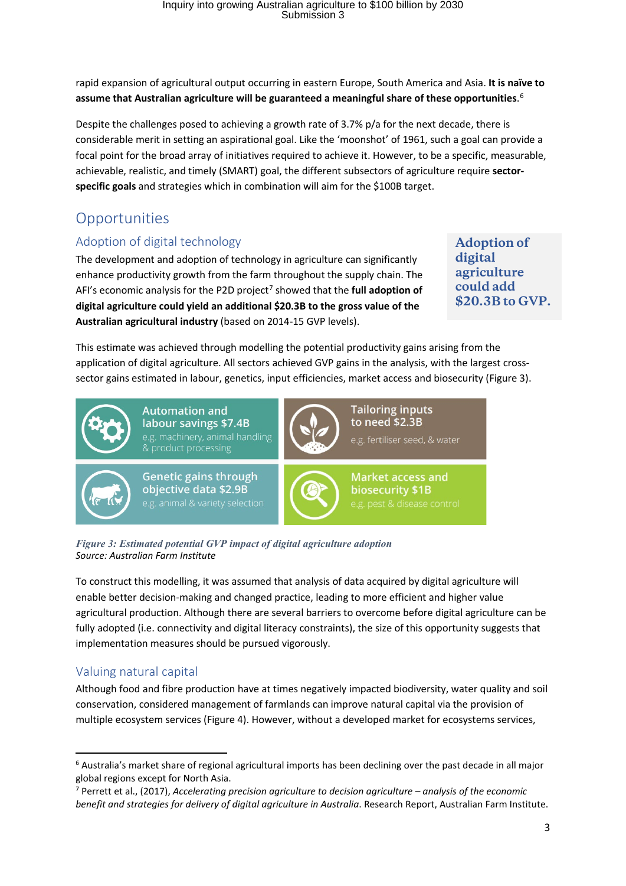rapid expansion of agricultural output occurring in eastern Europe, South America and Asia. **It is naïve to assume that Australian agriculture will be guaranteed a meaningful share of these opportunities**.[6]

Despite the challenges posed to achieving a growth rate of 3.7% p/a for the next decade, there is considerable merit in setting an aspirational goal. Like the 'moonshot' of 1961, such a goal can provide a focal point for the broad array of initiatives required to achieve it. However, to be a specific, measurable, achievable, realistic, and timely (SMART) goal, the different subsectors of agriculture require **sector-specific goals** and strategies which in combination will aim for the $100B target.

## Opportunities

### Adoption of digital technology

The development and adoption of technology in agriculture can significantly enhance productivity growth from the farm throughout the supply chain. The AFI's economic analysis for the P2D project[7] showed that the **full adoption of digital agriculture could yield an additional $20.3B to the gross value of the Australian agricultural industry** (based on 2014-15 GVP levels).

**Adoption of digital agriculture could add $20.3B to GVP.**

This estimate was achieved through modelling the potential productivity gains arising from the application of digital agriculture. All sectors achieved GVP gains in the analysis, with the largest cross-sector gains estimated in labour, genetics, input efficiencies, market access and biosecurity (Figure 3).

Automation and labour savings $7.4B
e.g. machinery, animal handling & product processing

Tailoring inputs to need $2.3B
e.g. fertiliser seed, & water

Genetic gains through objective data $2.9B
e.g. animal & variety selection

Market access and biosecurity $1B
e.g. pest & disease control

*Figure 3: Estimated potential GVP impact of digital agriculture adoption*
*Source: Australian Farm Institute*

To construct this modelling, it was assumed that analysis of data acquired by digital agriculture will enable better decision-making and changed practice, leading to more efficient and higher value agricultural production. Although there are several barriers to overcome before digital agriculture can be fully adopted (i.e. connectivity and digital literacy constraints), the size of this opportunity suggests that implementation measures should be pursued vigorously.

### Valuing natural capital

Although food and fibre production have at times negatively impacted biodiversity, water quality and soil conservation, considered management of farmlands can improve natural capital via the provision of multiple ecosystem services (Figure 4). However, without a developed market for ecosystems services,

---

[6] Australia's market share of regional agricultural imports has been declining over the past decade in all major global regions except for North Asia.

[7] Perrett et al., (2017), *Accelerating precision agriculture to decision agriculture – analysis of the economic benefit and strategies for delivery of digital agriculture in Australia*. Research Report, Australian Farm Institute.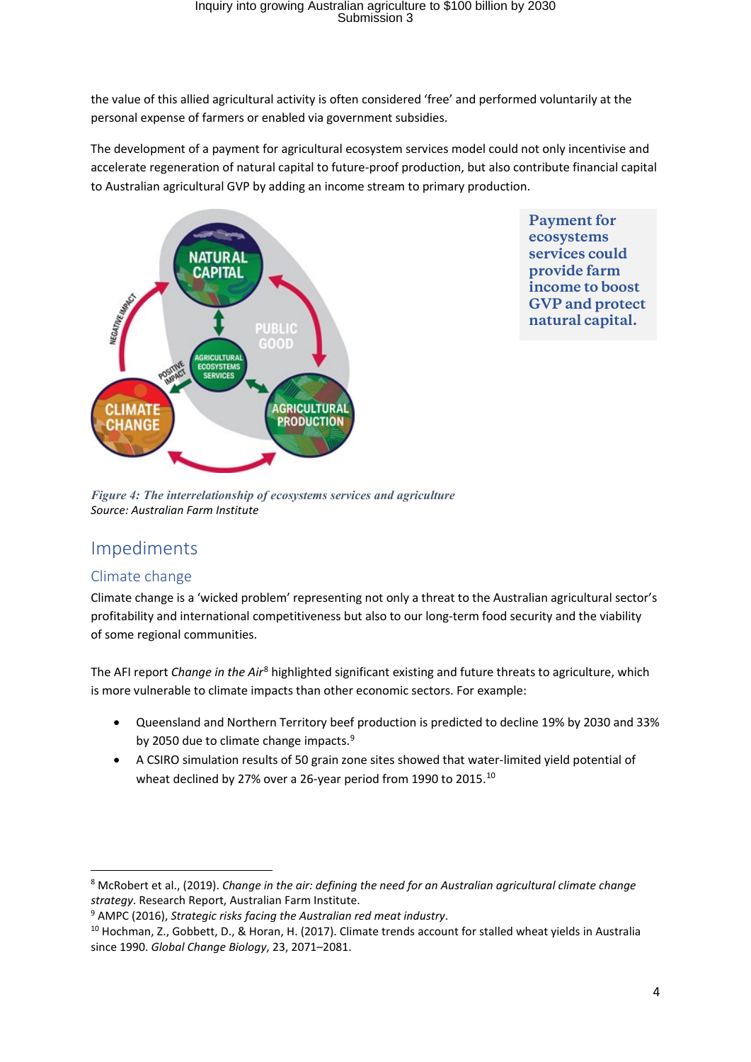the value of this allied agricultural activity is often considered 'free' and performed voluntarily at the personal expense of farmers or enabled via government subsidies.

The development of a payment for agricultural ecosystem services model could not only incentivise and accelerate regeneration of natural capital to future-proof production, but also contribute financial capital to Australian agricultural GVP by adding an income stream to primary production.

**Payment for ecosystems services could provide farm income to boost GVP and protect natural capital.**

*Figure 4: The interrelationship of ecosystems services and agriculture*
*Source: Australian Farm Institute*

## Impediments

### Climate change

Climate change is a 'wicked problem' representing not only a threat to the Australian agricultural sector's profitability and international competitiveness but also to our long-term food security and the viability of some regional communities.

The AFI report *Change in the Air*[8] highlighted significant existing and future threats to agriculture, which is more vulnerable to climate impacts than other economic sectors. For example:

- Queensland and Northern Territory beef production is predicted to decline 19% by 2030 and 33% by 2050 due to climate change impacts.[9]
- A CSIRO simulation results of 50 grain zone sites showed that water-limited yield potential of wheat declined by 27% over a 26-year period from 1990 to 2015.[10]

---

[8] McRobert et al., (2019). *Change in the air: defining the need for an Australian agricultural climate change strategy*. Research Report, Australian Farm Institute.

[9] AMPC (2016), *Strategic risks facing the Australian red meat industry*.

[10] Hochman, Z., Gobbett, D., & Horan, H. (2017). Climate trends account for stalled wheat yields in Australia since 1990. *Global Change Biology*, 23, 2071–2081.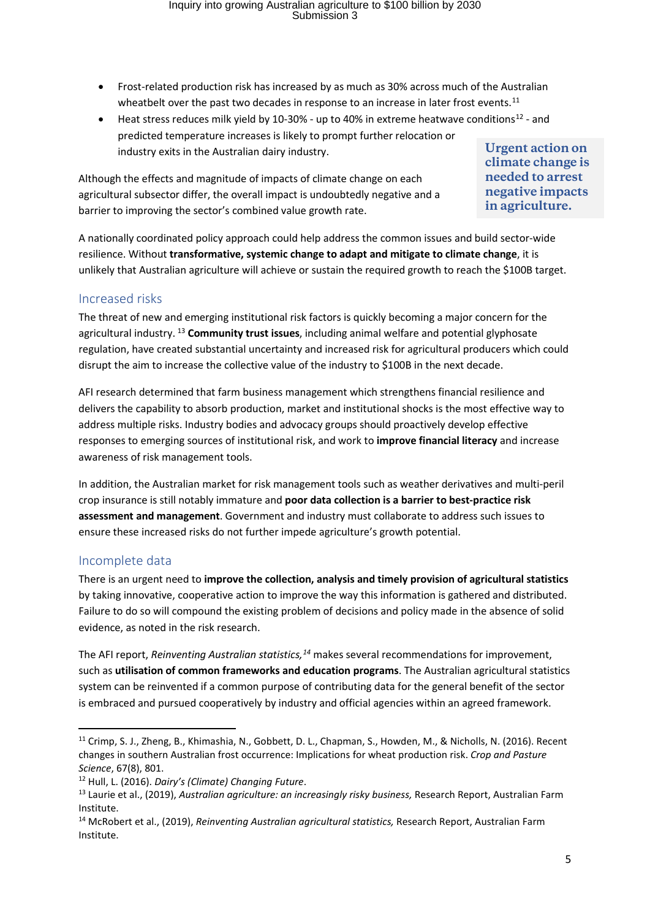- Frost-related production risk has increased by as much as 30% across much of the Australian wheatbelt over the past two decades in response to an increase in later frost events.[11]
- Heat stress reduces milk yield by 10-30% - up to 40% in extreme heatwave conditions[12] - and predicted temperature increases is likely to prompt further relocation or industry exits in the Australian dairy industry.

Although the effects and magnitude of impacts of climate change on each agricultural subsector differ, the overall impact is undoubtedly negative and a barrier to improving the sector's combined value growth rate.

**Urgent action on climate change is needed to arrest negative impacts in agriculture.**

A nationally coordinated policy approach could help address the common issues and build sector-wide resilience. Without **transformative, systemic change to adapt and mitigate to climate change**, it is unlikely that Australian agriculture will achieve or sustain the required growth to reach the $100B target.

## Increased risks

The threat of new and emerging institutional risk factors is quickly becoming a major concern for the agricultural industry. [13] **Community trust issues**, including animal welfare and potential glyphosate regulation, have created substantial uncertainty and increased risk for agricultural producers which could disrupt the aim to increase the collective value of the industry to $100B in the next decade.

AFI research determined that farm business management which strengthens financial resilience and delivers the capability to absorb production, market and institutional shocks is the most effective way to address multiple risks. Industry bodies and advocacy groups should proactively develop effective responses to emerging sources of institutional risk, and work to **improve financial literacy** and increase awareness of risk management tools.

In addition, the Australian market for risk management tools such as weather derivatives and multi-peril crop insurance is still notably immature and **poor data collection is a barrier to best-practice risk assessment and management**. Government and industry must collaborate to address such issues to ensure these increased risks do not further impede agriculture's growth potential.

## Incomplete data

There is an urgent need to **improve the collection, analysis and timely provision of agricultural statistics** by taking innovative, cooperative action to improve the way this information is gathered and distributed. Failure to do so will compound the existing problem of decisions and policy made in the absence of solid evidence, as noted in the risk research.

The AFI report, *Reinventing Australian statistics,*[14] makes several recommendations for improvement, such as **utilisation of common frameworks and education programs**. The Australian agricultural statistics system can be reinvented if a common purpose of contributing data for the general benefit of the sector is embraced and pursued cooperatively by industry and official agencies within an agreed framework.

---

[11] Crimp, S. J., Zheng, B., Khimashia, N., Gobbett, D. L., Chapman, S., Howden, M., & Nicholls, N. (2016). Recent changes in southern Australian frost occurrence: Implications for wheat production risk. *Crop and Pasture Science*, 67(8), 801.

[12] Hull, L. (2016). *Dairy's (Climate) Changing Future*.

[13] Laurie et al., (2019), *Australian agriculture: an increasingly risky business,* Research Report, Australian Farm Institute.

[14] McRobert et al., (2019), *Reinventing Australian agricultural statistics,* Research Report, Australian Farm Institute.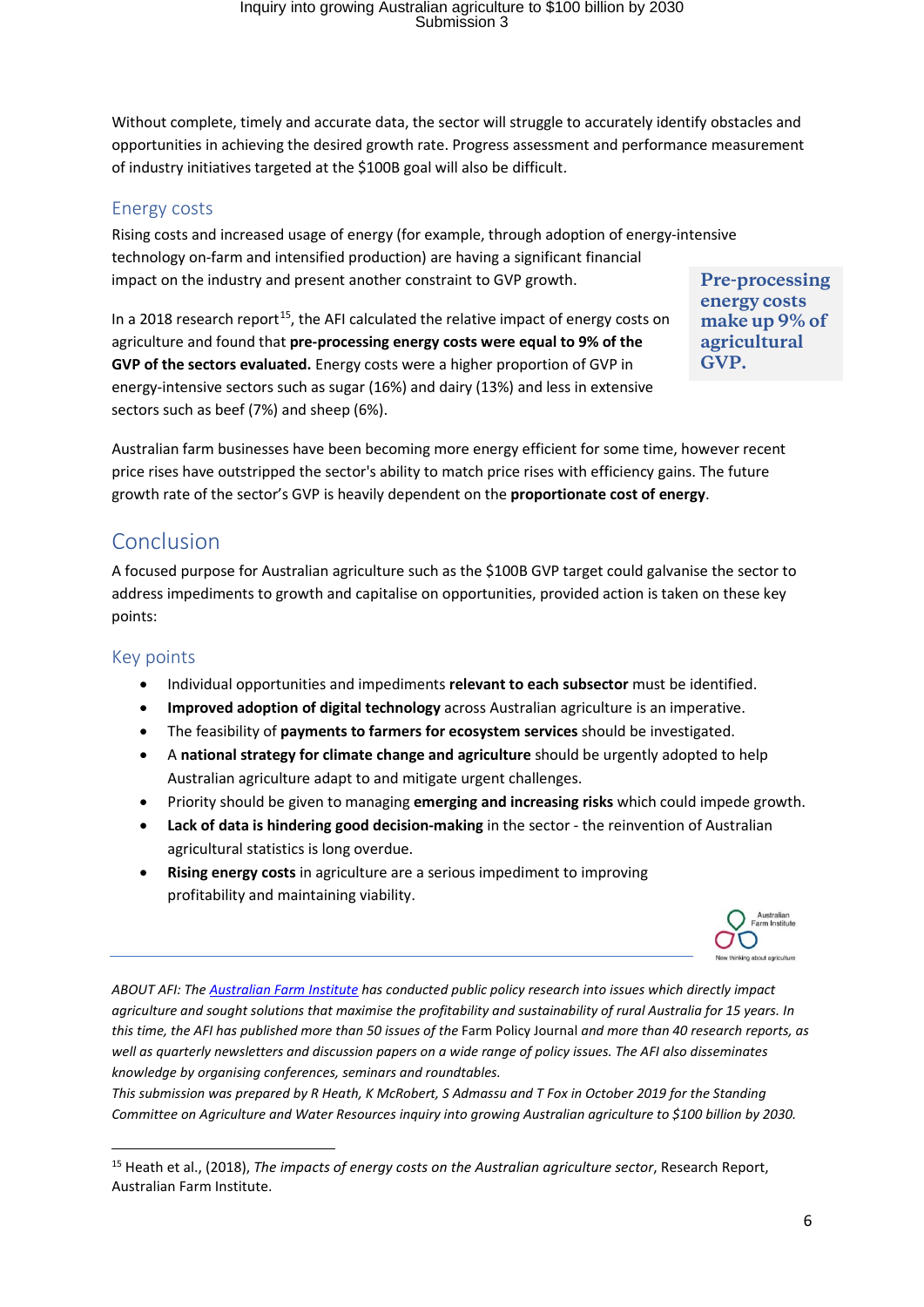Without complete, timely and accurate data, the sector will struggle to accurately identify obstacles and opportunities in achieving the desired growth rate. Progress assessment and performance measurement of industry initiatives targeted at the $100B goal will also be difficult.

### Energy costs

Rising costs and increased usage of energy (for example, through adoption of energy-intensive technology on-farm and intensified production) are having a significant financial impact on the industry and present another constraint to GVP growth.

**Pre-processing energy costs make up 9% of agricultural GVP.**

In a 2018 research report[15], the AFI calculated the relative impact of energy costs on agriculture and found that **pre-processing energy costs were equal to 9% of the GVP of the sectors evaluated.** Energy costs were a higher proportion of GVP in energy-intensive sectors such as sugar (16%) and dairy (13%) and less in extensive sectors such as beef (7%) and sheep (6%).

Australian farm businesses have been becoming more energy efficient for some time, however recent price rises have outstripped the sector's ability to match price rises with efficiency gains. The future growth rate of the sector's GVP is heavily dependent on the **proportionate cost of energy**.

## Conclusion

A focused purpose for Australian agriculture such as the $100B GVP target could galvanise the sector to address impediments to growth and capitalise on opportunities, provided action is taken on these key points:

### Key points

- Individual opportunities and impediments **relevant to each subsector** must be identified.
- **Improved adoption of digital technology** across Australian agriculture is an imperative.
- The feasibility of **payments to farmers for ecosystem services** should be investigated.
- A **national strategy for climate change and agriculture** should be urgently adopted to help Australian agriculture adapt to and mitigate urgent challenges.
- Priority should be given to managing **emerging and increasing risks** which could impede growth.
- **Lack of data is hindering good decision-making** in the sector - the reinvention of Australian agricultural statistics is long overdue.
- **Rising energy costs** in agriculture are a serious impediment to improving profitability and maintaining viability.

Australian Farm Institute
New thinking about agriculture

---

*ABOUT AFI: The Australian Farm Institute has conducted public policy research into issues which directly impact agriculture and sought solutions that maximise the profitability and sustainability of rural Australia for 15 years. In this time, the AFI has published more than 50 issues of the* Farm Policy Journal *and more than 40 research reports, as well as quarterly newsletters and discussion papers on a wide range of policy issues. The AFI also disseminates knowledge by organising conferences, seminars and roundtables.*

*This submission was prepared by R Heath, K McRobert, S Admassu and T Fox in October 2019 for the Standing Committee on Agriculture and Water Resources inquiry into growing Australian agriculture to $100 billion by 2030.*

---

[15] Heath et al., (2018), *The impacts of energy costs on the Australian agriculture sector*, Research Report, Australian Farm Institute.